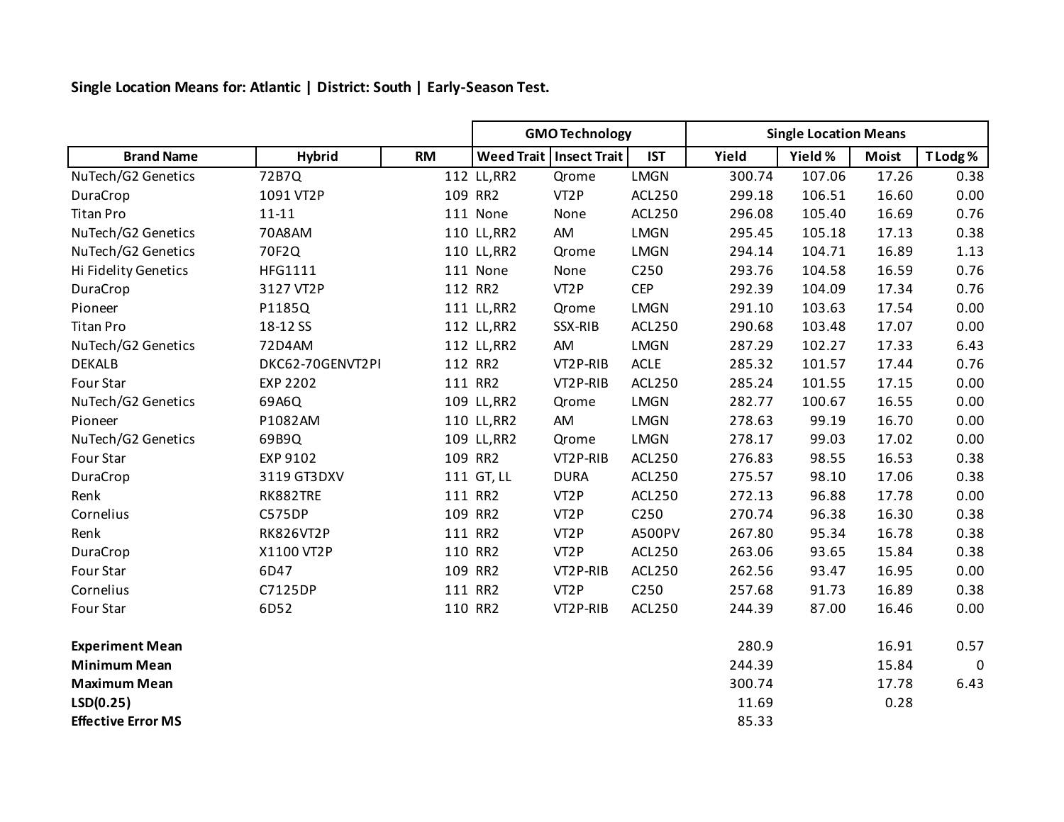**Single Location Means for: Atlantic | District: South | Early-Season Test.**

| | | | GMO Technology | | | Single Location Means | | | |
|---|---|---|---|---|---|---|---|---|---|
| **Brand Name** | **Hybrid** | **RM** | **Weed Trait** | **Insect Trait** | **IST** | **Yield** | **Yield %** | **Moist** | **T Lodg %** |
| NuTech/G2 Genetics | 72B7Q | 112 | LL,RR2 | Qrome | LMGN | 300.74 | 107.06 | 17.26 | 0.38 |
| DuraCrop | 1091 VT2P | 109 | RR2 | VT2P | ACL250 | 299.18 | 106.51 | 16.60 | 0.00 |
| Titan Pro | 11-11 | 111 | None | None | ACL250 | 296.08 | 105.40 | 16.69 | 0.76 |
| NuTech/G2 Genetics | 70A8AM | 110 | LL,RR2 | AM | LMGN | 295.45 | 105.18 | 17.13 | 0.38 |
| NuTech/G2 Genetics | 70F2Q | 110 | LL,RR2 | Qrome | LMGN | 294.14 | 104.71 | 16.89 | 1.13 |
| Hi Fidelity Genetics | HFG1111 | 111 | None | None | C250 | 293.76 | 104.58 | 16.59 | 0.76 |
| DuraCrop | 3127 VT2P | 112 | RR2 | VT2P | CEP | 292.39 | 104.09 | 17.34 | 0.76 |
| Pioneer | P1185Q | 111 | LL,RR2 | Qrome | LMGN | 291.10 | 103.63 | 17.54 | 0.00 |
| Titan Pro | 18-12 SS | 112 | LL,RR2 | SSX-RIB | ACL250 | 290.68 | 103.48 | 17.07 | 0.00 |
| NuTech/G2 Genetics | 72D4AM | 112 | LL,RR2 | AM | LMGN | 287.29 | 102.27 | 17.33 | 6.43 |
| DEKALB | DKC62-70GENVT2PI | 112 | RR2 | VT2P-RIB | ACLE | 285.32 | 101.57 | 17.44 | 0.76 |
| Four Star | EXP 2202 | 111 | RR2 | VT2P-RIB | ACL250 | 285.24 | 101.55 | 17.15 | 0.00 |
| NuTech/G2 Genetics | 69A6Q | 109 | LL,RR2 | Qrome | LMGN | 282.77 | 100.67 | 16.55 | 0.00 |
| Pioneer | P1082AM | 110 | LL,RR2 | AM | LMGN | 278.63 | 99.19 | 16.70 | 0.00 |
| NuTech/G2 Genetics | 69B9Q | 109 | LL,RR2 | Qrome | LMGN | 278.17 | 99.03 | 17.02 | 0.00 |
| Four Star | EXP 9102 | 109 | RR2 | VT2P-RIB | ACL250 | 276.83 | 98.55 | 16.53 | 0.38 |
| DuraCrop | 3119 GT3DXV | 111 | GT, LL | DURA | ACL250 | 275.57 | 98.10 | 17.06 | 0.38 |
| Renk | RK882TRE | 111 | RR2 | VT2P | ACL250 | 272.13 | 96.88 | 17.78 | 0.00 |
| Cornelius | C575DP | 109 | RR2 | VT2P | C250 | 270.74 | 96.38 | 16.30 | 0.38 |
| Renk | RK826VT2P | 111 | RR2 | VT2P | A500PV | 267.80 | 95.34 | 16.78 | 0.38 |
| DuraCrop | X1100 VT2P | 110 | RR2 | VT2P | ACL250 | 263.06 | 93.65 | 15.84 | 0.38 |
| Four Star | 6D47 | 109 | RR2 | VT2P-RIB | ACL250 | 262.56 | 93.47 | 16.95 | 0.00 |
| Cornelius | C7125DP | 111 | RR2 | VT2P | C250 | 257.68 | 91.73 | 16.89 | 0.38 |
| Four Star | 6D52 | 110 | RR2 | VT2P-RIB | ACL250 | 244.39 | 87.00 | 16.46 | 0.00 |
| | | | | | | | | | |
| **Experiment Mean** | | | | | | 280.9 | | 16.91 | 0.57 |
| **Minimum Mean** | | | | | | 244.39 | | 15.84 | 0 |
| **Maximum Mean** | | | | | | 300.74 | | 17.78 | 6.43 |
| **LSD(0.25)** | | | | | | 11.69 | | 0.28 | |
| **Effective Error MS** | | | | | | 85.33 | | | |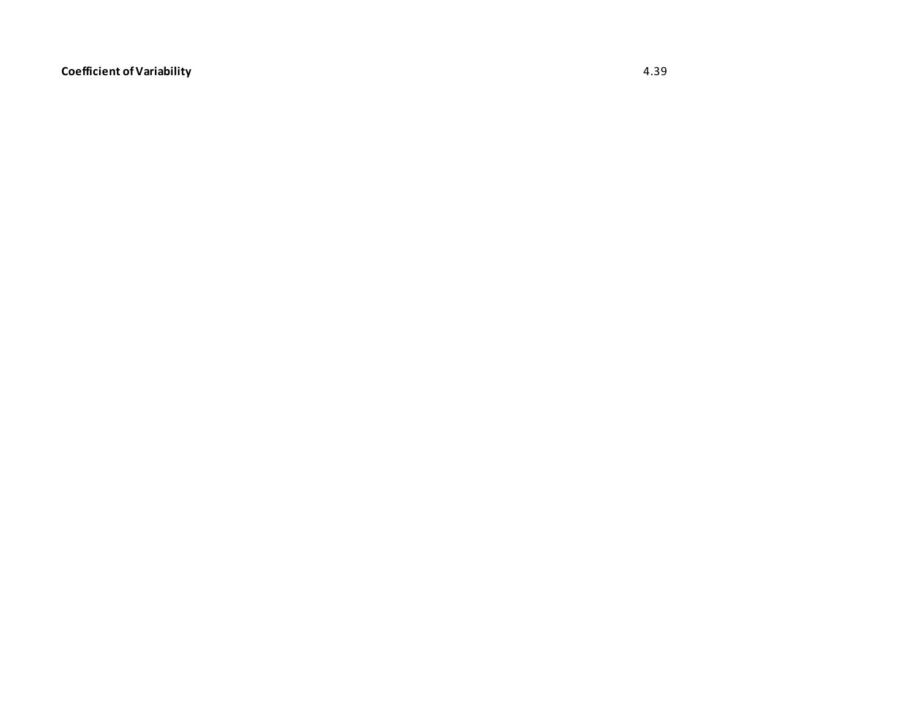| | |
|---|---|
| **Coefficient of Variability** | 4.39 |